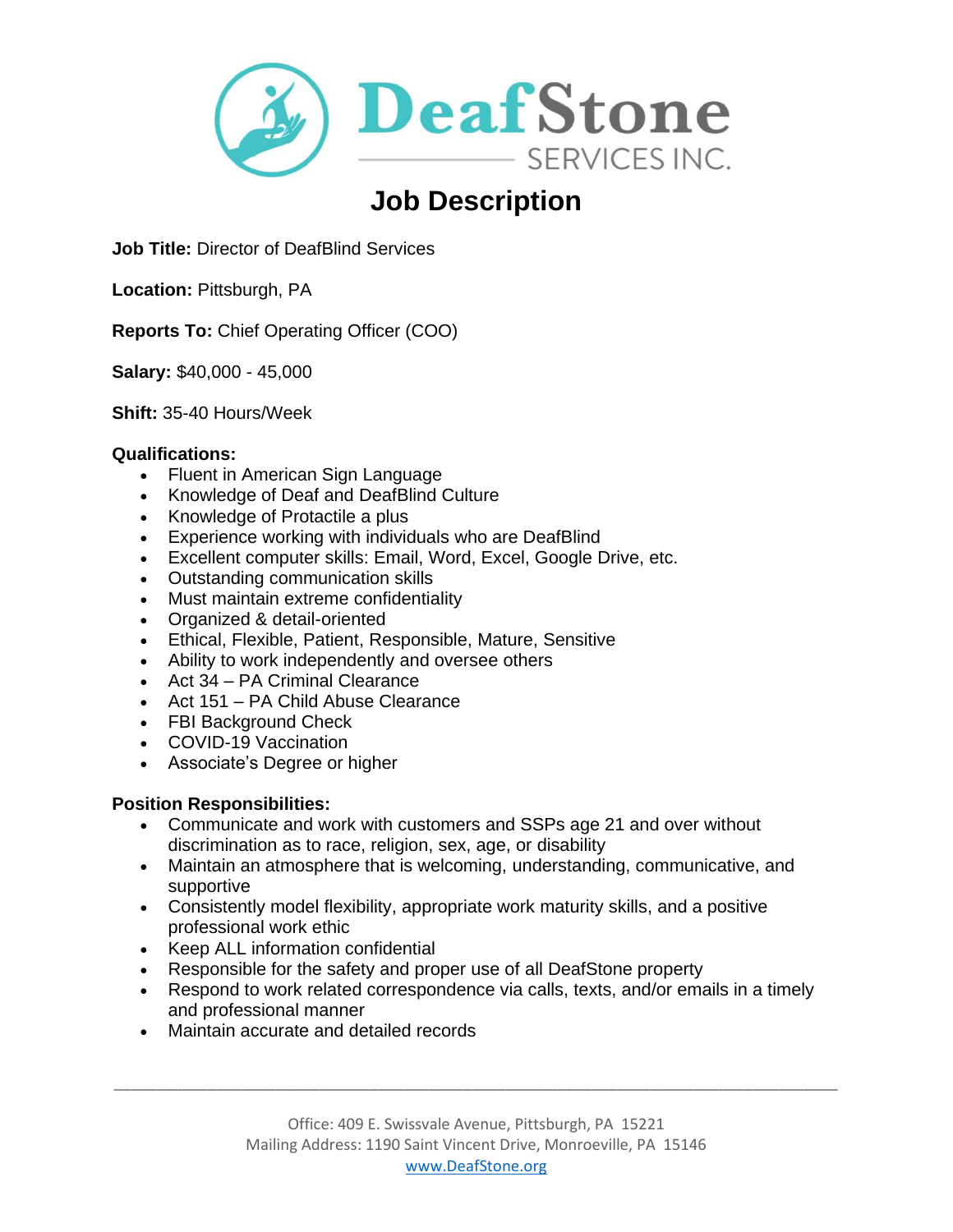# DeafStone SERVICES INC.

## Job Description

**Job Title:** Director of DeafBlind Services

**Location:** Pittsburgh, PA

**Reports To:** Chief Operating Officer (COO)

**Salary:** $40,000 - 45,000

**Shift:** 35-40 Hours/Week

**Qualifications:**

- Fluent in American Sign Language
- Knowledge of Deaf and DeafBlind Culture
- Knowledge of Protactile a plus
- Experience working with individuals who are DeafBlind
- Excellent computer skills: Email, Word, Excel, Google Drive, etc.
- Outstanding communication skills
- Must maintain extreme confidentiality
- Organized & detail-oriented
- Ethical, Flexible, Patient, Responsible, Mature, Sensitive
- Ability to work independently and oversee others
- Act 34 – PA Criminal Clearance
- Act 151 – PA Child Abuse Clearance
- FBI Background Check
- COVID-19 Vaccination
- Associate's Degree or higher

**Position Responsibilities:**

- Communicate and work with customers and SSPs age 21 and over without discrimination as to race, religion, sex, age, or disability
- Maintain an atmosphere that is welcoming, understanding, communicative, and supportive
- Consistently model flexibility, appropriate work maturity skills, and a positive professional work ethic
- Keep ALL information confidential
- Responsible for the safety and proper use of all DeafStone property
- Respond to work related correspondence via calls, texts, and/or emails in a timely and professional manner
- Maintain accurate and detailed records

Office: 409 E. Swissvale Avenue, Pittsburgh, PA 15221
Mailing Address: 1190 Saint Vincent Drive, Monroeville, PA 15146
www.DeafStone.org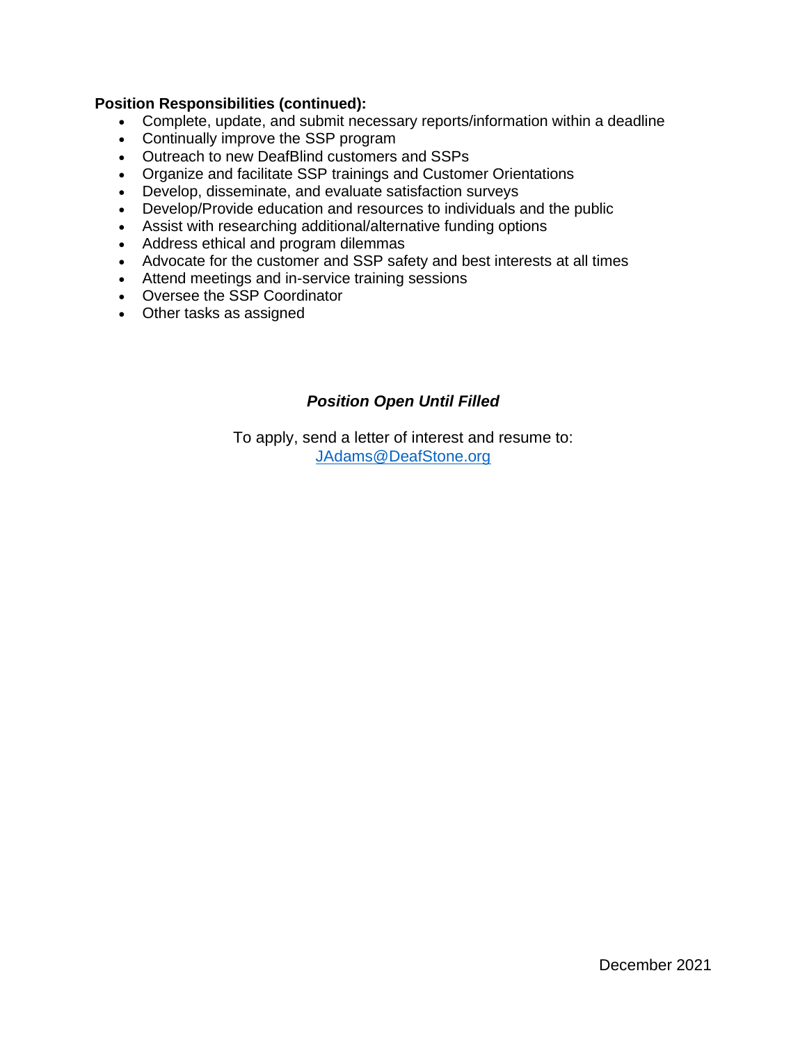**Position Responsibilities (continued):**

- Complete, update, and submit necessary reports/information within a deadline
- Continually improve the SSP program
- Outreach to new DeafBlind customers and SSPs
- Organize and facilitate SSP trainings and Customer Orientations
- Develop, disseminate, and evaluate satisfaction surveys
- Develop/Provide education and resources to individuals and the public
- Assist with researching additional/alternative funding options
- Address ethical and program dilemmas
- Advocate for the customer and SSP safety and best interests at all times
- Attend meetings and in-service training sessions
- Oversee the SSP Coordinator
- Other tasks as assigned

***Position Open Until Filled***

To apply, send a letter of interest and resume to:
JAdams@DeafStone.org

December 2021